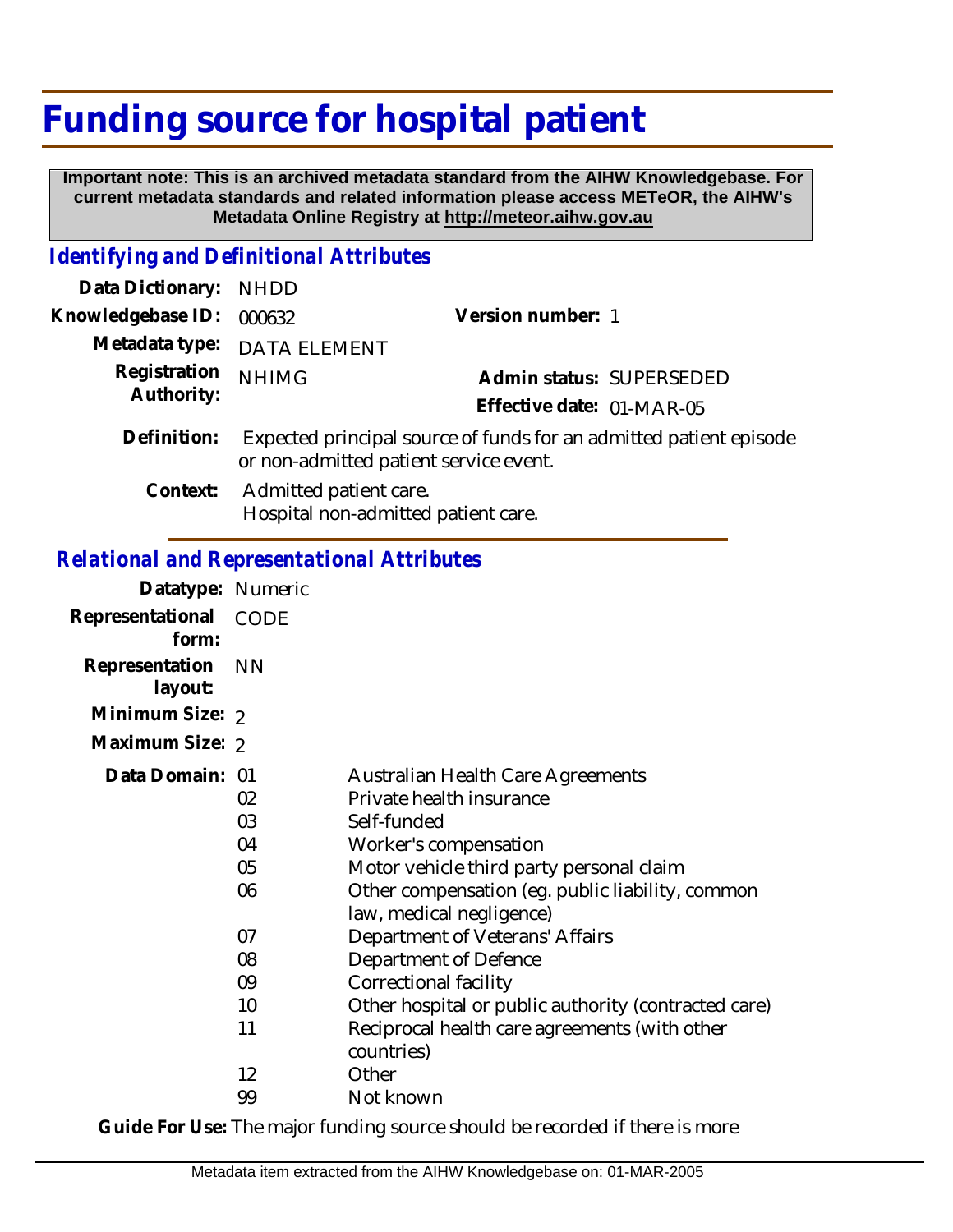# Funding source for hospital patient

**Important note: This is an archived metadata standard from the AIHW Knowledgebase. For current metadata standards and related information please access METeOR, the AIHW's Metadata Online Registry at http://meteor.aihw.gov.au**

## *Identifying and Definitional Attributes*

**Data Dictionary:** NHDD

**Knowledgebase ID:** 000632 **Version number:** 1

**Metadata type:** DATA ELEMENT

**Registration Authority:** NHIMG **Admin status:** SUPERSEDED

**Effective date:** 01-MAR-05

**Definition:** Expected principal source of funds for an admitted patient episode or non-admitted patient service event.

**Context:** Admitted patient care.
Hospital non-admitted patient care.

## *Relational and Representational Attributes*

**Datatype:** Numeric

**Representational form:** CODE

**Representation layout:** NN

**Minimum Size:** 2

**Maximum Size:** 2

**Data Domain:**

| Code | Description |
|---|---|
| 01 | Australian Health Care Agreements |
| 02 | Private health insurance |
| 03 | Self-funded |
| 04 | Worker's compensation |
| 05 | Motor vehicle third party personal claim |
| 06 | Other compensation (eg. public liability, common law, medical negligence) |
| 07 | Department of Veterans' Affairs |
| 08 | Department of Defence |
| 09 | Correctional facility |
| 10 | Other hospital or public authority (contracted care) |
| 11 | Reciprocal health care agreements (with other countries) |
| 12 | Other |
| 99 | Not known |

**Guide For Use:** The major funding source should be recorded if there is more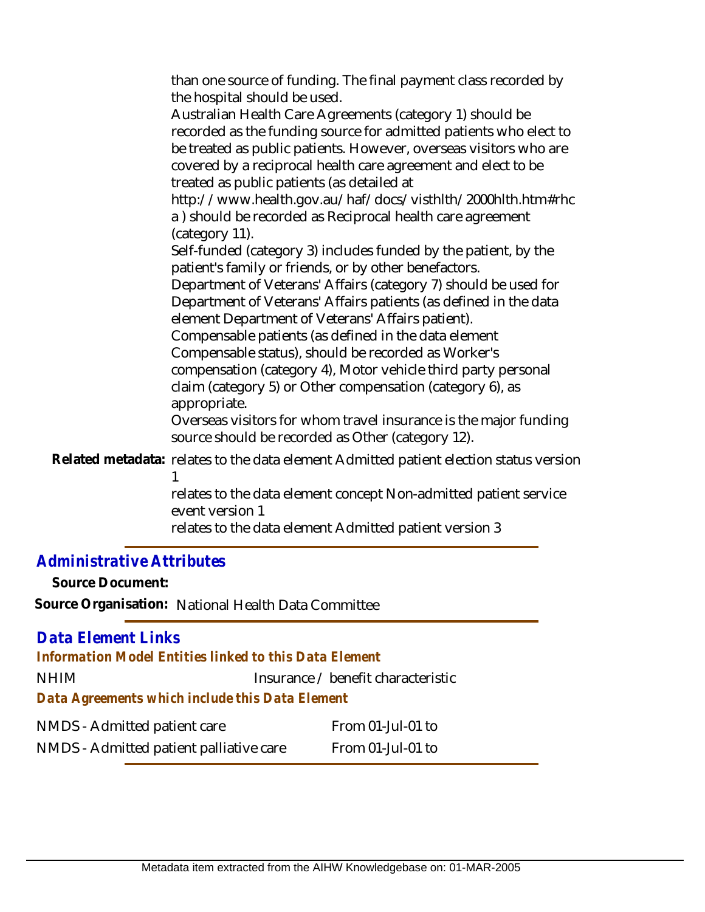than one source of funding. The final payment class recorded by the hospital should be used.

Australian Health Care Agreements (category 1) should be recorded as the funding source for admitted patients who elect to be treated as public patients. However, overseas visitors who are covered by a reciprocal health care agreement and elect to be treated as public patients (as detailed at http://www.health.gov.au/haf/docs/visthlth/2000hlth.htm#rhca ) should be recorded as Reciprocal health care agreement (category 11).

Self-funded (category 3) includes funded by the patient, by the patient's family or friends, or by other benefactors.

Department of Veterans' Affairs (category 7) should be used for Department of Veterans' Affairs patients (as defined in the data element Department of Veterans' Affairs patient).

Compensable patients (as defined in the data element Compensable status), should be recorded as Worker's compensation (category 4), Motor vehicle third party personal claim (category 5) or Other compensation (category 6), as appropriate.

Overseas visitors for whom travel insurance is the major funding source should be recorded as Other (category 12).

**Related metadata:** relates to the data element Admitted patient election status version 1

relates to the data element concept Non-admitted patient service event version 1

relates to the data element Admitted patient version 3

## *Administrative Attributes*

**Source Document:**

**Source Organisation:** National Health Data Committee

## *Data Element Links*

### *Information Model Entities linked to this Data Element*

| | |
|---|---|
| NHIM | Insurance / benefit characteristic |

### *Data Agreements which include this Data Element*

| | |
|---|---|
| NMDS - Admitted patient care | From 01-Jul-01 to |
| NMDS - Admitted patient palliative care | From 01-Jul-01 to |